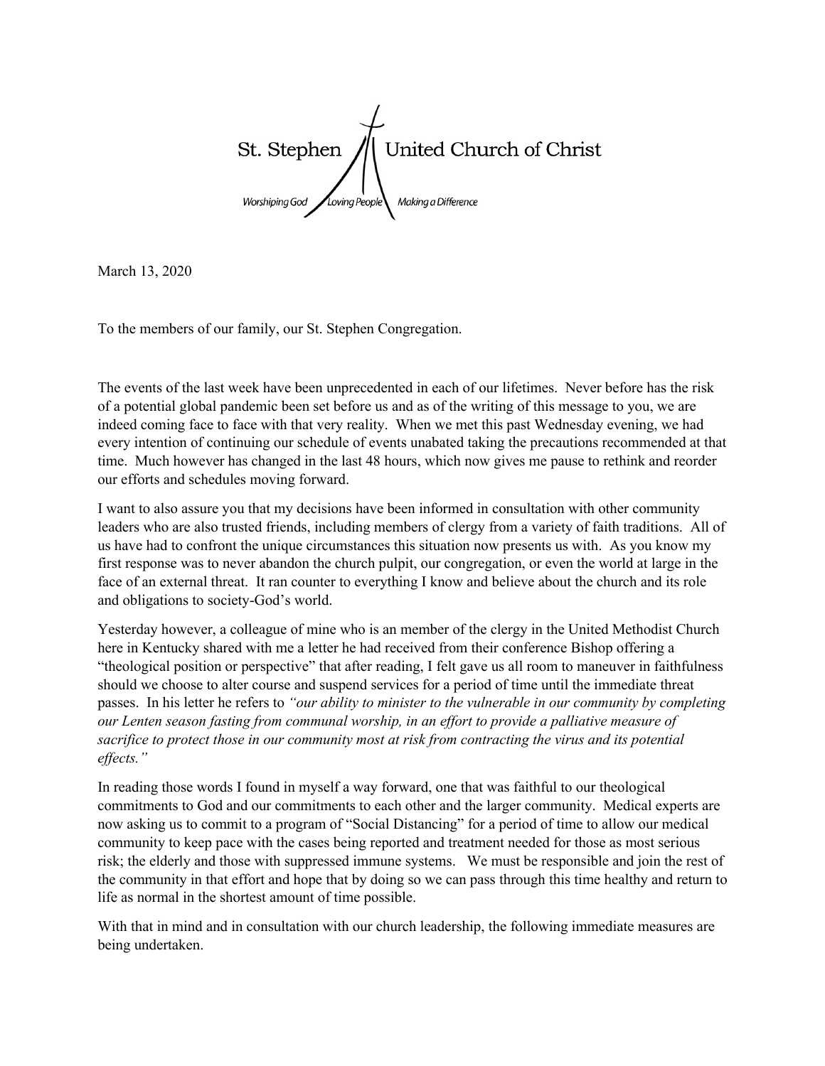St. Stephen United Church of Christ

*Worshiping God Loving People Making a Difference*

March 13, 2020

To the members of our family, our St. Stephen Congregation.

The events of the last week have been unprecedented in each of our lifetimes. Never before has the risk of a potential global pandemic been set before us and as of the writing of this message to you, we are indeed coming face to face with that very reality. When we met this past Wednesday evening, we had every intention of continuing our schedule of events unabated taking the precautions recommended at that time. Much however has changed in the last 48 hours, which now gives me pause to rethink and reorder our efforts and schedules moving forward.

I want to also assure you that my decisions have been informed in consultation with other community leaders who are also trusted friends, including members of clergy from a variety of faith traditions. All of us have had to confront the unique circumstances this situation now presents us with. As you know my first response was to never abandon the church pulpit, our congregation, or even the world at large in the face of an external threat. It ran counter to everything I know and believe about the church and its role and obligations to society-God's world.

Yesterday however, a colleague of mine who is an member of the clergy in the United Methodist Church here in Kentucky shared with me a letter he had received from their conference Bishop offering a "theological position or perspective" that after reading, I felt gave us all room to maneuver in faithfulness should we choose to alter course and suspend services for a period of time until the immediate threat passes. In his letter he refers to *"our ability to minister to the vulnerable in our community by completing our Lenten season fasting from communal worship, in an effort to provide a palliative measure of sacrifice to protect those in our community most at risk from contracting the virus and its potential effects."*

In reading those words I found in myself a way forward, one that was faithful to our theological commitments to God and our commitments to each other and the larger community. Medical experts are now asking us to commit to a program of "Social Distancing" for a period of time to allow our medical community to keep pace with the cases being reported and treatment needed for those as most serious risk; the elderly and those with suppressed immune systems. We must be responsible and join the rest of the community in that effort and hope that by doing so we can pass through this time healthy and return to life as normal in the shortest amount of time possible.

With that in mind and in consultation with our church leadership, the following immediate measures are being undertaken.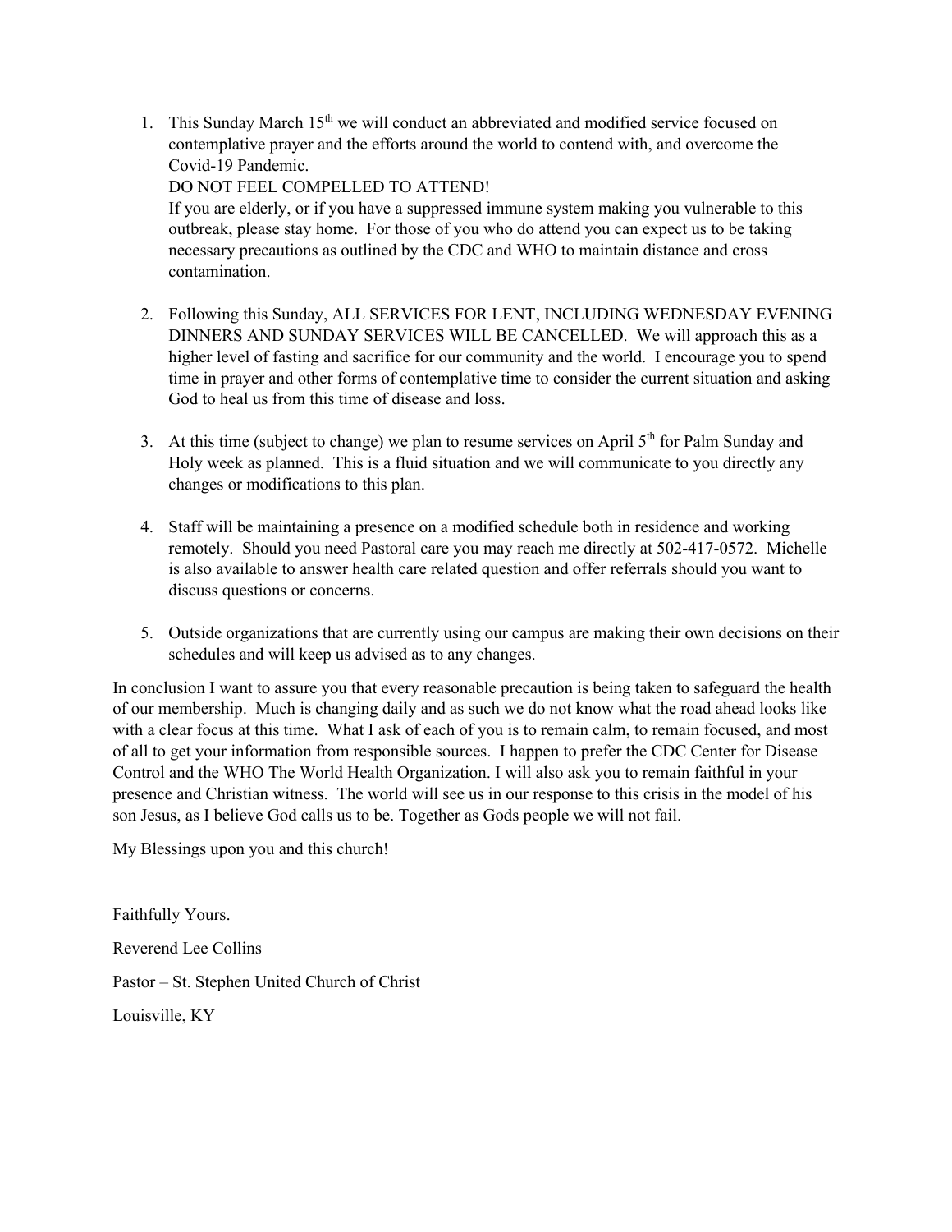1. This Sunday March 15th we will conduct an abbreviated and modified service focused on contemplative prayer and the efforts around the world to contend with, and overcome the Covid-19 Pandemic.
   DO NOT FEEL COMPELLED TO ATTEND!
   If you are elderly, or if you have a suppressed immune system making you vulnerable to this outbreak, please stay home. For those of you who do attend you can expect us to be taking necessary precautions as outlined by the CDC and WHO to maintain distance and cross contamination.

2. Following this Sunday, ALL SERVICES FOR LENT, INCLUDING WEDNESDAY EVENING DINNERS AND SUNDAY SERVICES WILL BE CANCELLED. We will approach this as a higher level of fasting and sacrifice for our community and the world. I encourage you to spend time in prayer and other forms of contemplative time to consider the current situation and asking God to heal us from this time of disease and loss.

3. At this time (subject to change) we plan to resume services on April 5th for Palm Sunday and Holy week as planned. This is a fluid situation and we will communicate to you directly any changes or modifications to this plan.

4. Staff will be maintaining a presence on a modified schedule both in residence and working remotely. Should you need Pastoral care you may reach me directly at 502-417-0572. Michelle is also available to answer health care related question and offer referrals should you want to discuss questions or concerns.

5. Outside organizations that are currently using our campus are making their own decisions on their schedules and will keep us advised as to any changes.

In conclusion I want to assure you that every reasonable precaution is being taken to safeguard the health of our membership. Much is changing daily and as such we do not know what the road ahead looks like with a clear focus at this time. What I ask of each of you is to remain calm, to remain focused, and most of all to get your information from responsible sources. I happen to prefer the CDC Center for Disease Control and the WHO The World Health Organization. I will also ask you to remain faithful in your presence and Christian witness. The world will see us in our response to this crisis in the model of his son Jesus, as I believe God calls us to be. Together as Gods people we will not fail.

My Blessings upon you and this church!

Faithfully Yours.

Reverend Lee Collins

Pastor – St. Stephen United Church of Christ

Louisville, KY